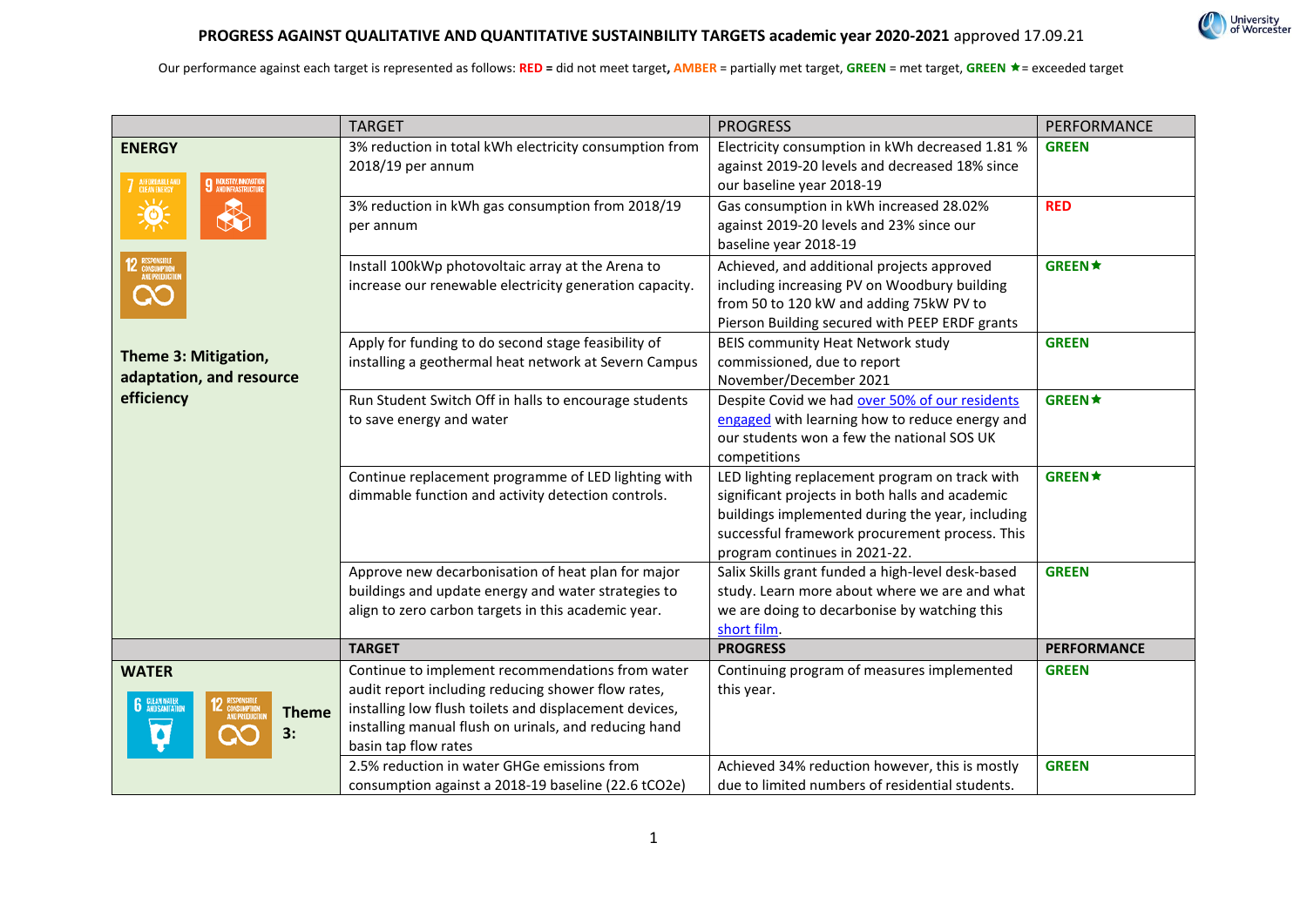# PROGRESS AGAINST QUALITATIVE AND QUANTITATIVE SUSTAINBILITY TARGETS academic year 2020-2021 approved 17.09.21

Our performance against each target is represented as follows: **RED** = did not meet target, **AMBER** = partially met target, **GREEN** = met target, **GREEN ★** = exceeded target

| | TARGET | PROGRESS | PERFORMANCE |
|---|---|---|---|
| **ENERGY**<br><br>**Theme 3: Mitigation, adaptation, and resource efficiency** | 3% reduction in total kWh electricity consumption from 2018/19 per annum | Electricity consumption in kWh decreased 1.81 % against 2019-20 levels and decreased 18% since our baseline year 2018-19 | **GREEN** |
| | 3% reduction in kWh gas consumption from 2018/19 per annum | Gas consumption in kWh increased 28.02% against 2019-20 levels and 23% since our baseline year 2018-19 | **RED** |
| | Install 100kWp photovoltaic array at the Arena to increase our renewable electricity generation capacity. | Achieved, and additional projects approved including increasing PV on Woodbury building from 50 to 120 kW and adding 75kW PV to Pierson Building secured with PEEP ERDF grants | **GREEN★** |
| | Apply for funding to do second stage feasibility of installing a geothermal heat network at Severn Campus | BEIS community Heat Network study commissioned, due to report November/December 2021 | **GREEN** |
| | Run Student Switch Off in halls to encourage students to save energy and water | Despite Covid we had over 50% of our residents engaged with learning how to reduce energy and our students won a few the national SOS UK competitions | **GREEN★** |
| | Continue replacement programme of LED lighting with dimmable function and activity detection controls. | LED lighting replacement program on track with significant projects in both halls and academic buildings implemented during the year, including successful framework procurement process. This program continues in 2021-22. | **GREEN★** |
| | Approve new decarbonisation of heat plan for major buildings and update energy and water strategies to align to zero carbon targets in this academic year. | Salix Skills grant funded a high-level desk-based study. Learn more about where we are and what we are doing to decarbonise by watching this short film. | **GREEN** |
| | **TARGET** | **PROGRESS** | **PERFORMANCE** |
| **WATER**<br><br>**Theme 3:** | Continue to implement recommendations from water audit report including reducing shower flow rates, installing low flush toilets and displacement devices, installing manual flush on urinals, and reducing hand basin tap flow rates | Continuing program of measures implemented this year. | **GREEN** |
| | 2.5% reduction in water GHGe emissions from consumption against a 2018-19 baseline (22.6 $tCO_2e$) | Achieved 34% reduction however, this is mostly due to limited numbers of residential students. | **GREEN** |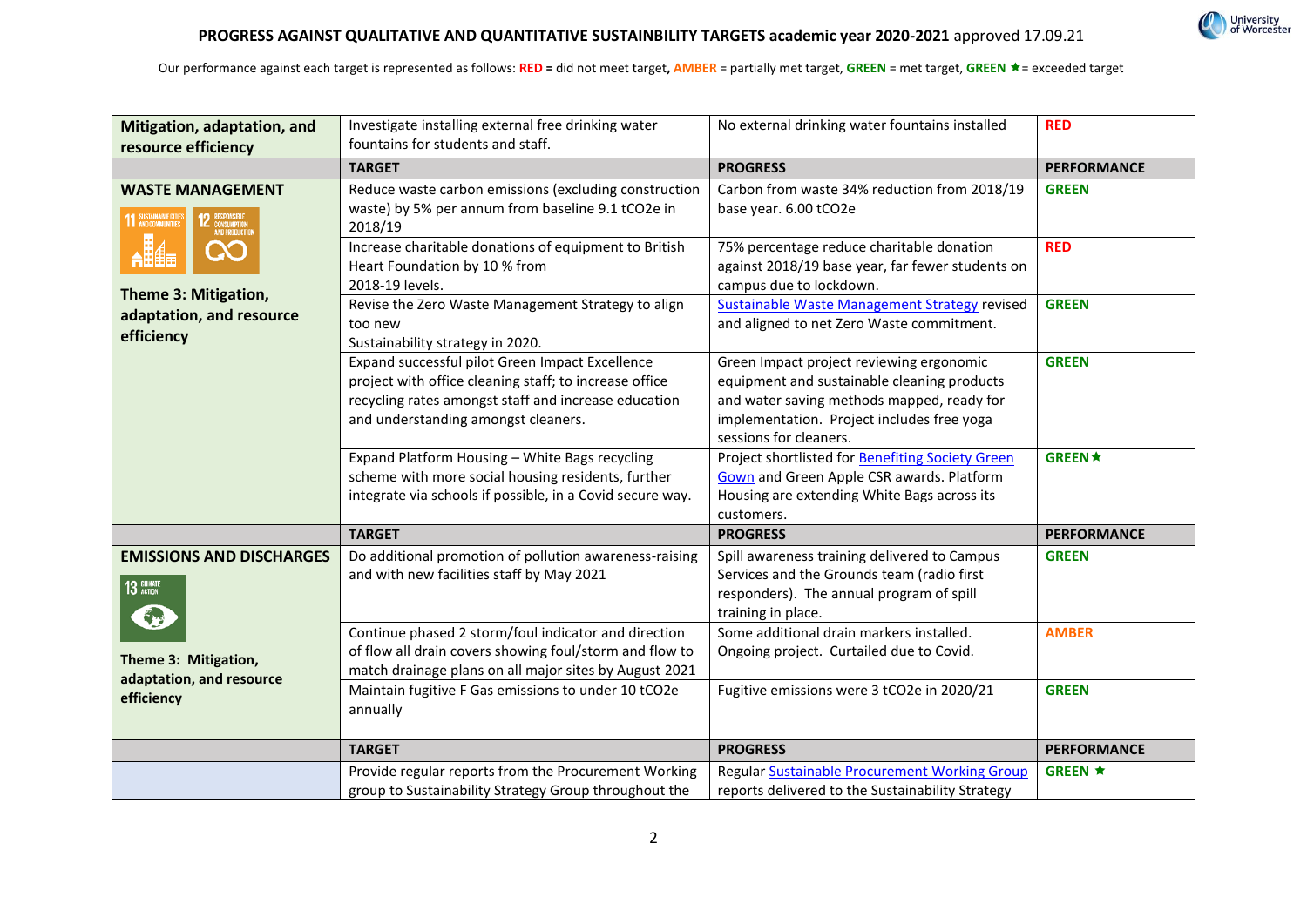**PROGRESS AGAINST QUALITATIVE AND QUANTITATIVE SUSTAINBILITY TARGETS academic year 2020-2021** approved 17.09.21

Our performance against each target is represented as follows: **RED** = did not meet target, **AMBER** = partially met target, **GREEN** = met target, **GREEN ★** = exceeded target

| | | | |
|---|---|---|---|
| **Mitigation, adaptation, and resource efficiency** | Investigate installing external free drinking water fountains for students and staff. | No external drinking water fountains installed | **RED** |
| | **TARGET** | **PROGRESS** | **PERFORMANCE** |
| **WASTE MANAGEMENT** **Theme 3: Mitigation, adaptation, and resource efficiency** | Reduce waste carbon emissions (excluding construction waste) by 5% per annum from baseline 9.1 $tCO_2e$ in 2018/19 | Carbon from waste 34% reduction from 2018/19 base year. 6.00 $tCO_2e$ | **GREEN** |
| | Increase charitable donations of equipment to British Heart Foundation by 10 % from 2018-19 levels. | 75% percentage reduce charitable donation against 2018/19 base year, far fewer students on campus due to lockdown. | **RED** |
| | Revise the Zero Waste Management Strategy to align too new Sustainability strategy in 2020. | Sustainable Waste Management Strategy revised and aligned to net Zero Waste commitment. | **GREEN** |
| | Expand successful pilot Green Impact Excellence project with office cleaning staff; to increase office recycling rates amongst staff and increase education and understanding amongst cleaners. | Green Impact project reviewing ergonomic equipment and sustainable cleaning products and water saving methods mapped, ready for implementation. Project includes free yoga sessions for cleaners. | **GREEN** |
| | Expand Platform Housing – White Bags recycling scheme with more social housing residents, further integrate via schools if possible, in a Covid secure way. | Project shortlisted for Benefiting Society Green Gown and Green Apple CSR awards. Platform Housing are extending White Bags across its customers. | **GREEN★** |
| | **TARGET** | **PROGRESS** | **PERFORMANCE** |
| **EMISSIONS AND DISCHARGES** **Theme 3: Mitigation, adaptation, and resource efficiency** | Do additional promotion of pollution awareness-raising and with new facilities staff by May 2021 | Spill awareness training delivered to Campus Services and the Grounds team (radio first responders). The annual program of spill training in place. | **GREEN** |
| | Continue phased 2 storm/foul indicator and direction of flow all drain covers showing foul/storm and flow to match drainage plans on all major sites by August 2021 | Some additional drain markers installed. Ongoing project. Curtailed due to Covid. | **AMBER** |
| | Maintain fugitive F Gas emissions to under 10 $tCO_2e$ annually | Fugitive emissions were 3 $tCO_2e$ in 2020/21 | **GREEN** |
| | **TARGET** | **PROGRESS** | **PERFORMANCE** |
| | Provide regular reports from the Procurement Working group to Sustainability Strategy Group throughout the | Regular Sustainable Procurement Working Group reports delivered to the Sustainability Strategy | **GREEN ★** |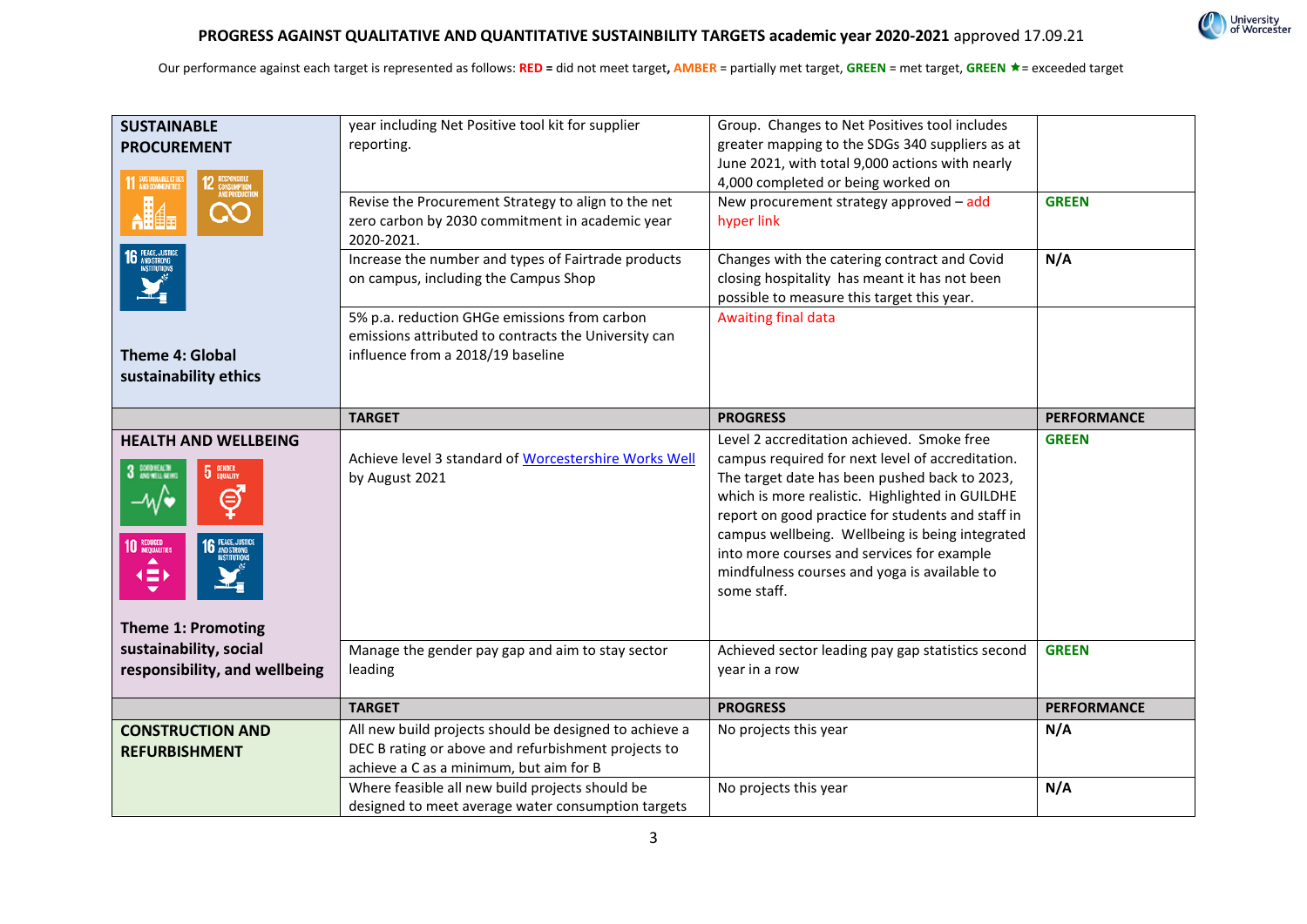**PROGRESS AGAINST QUALITATIVE AND QUANTITATIVE SUSTAINBILITY TARGETS academic year 2020-2021** approved 17.09.21

Our performance against each target is represented as follows: **RED** = did not meet target, **AMBER** = partially met target, **GREEN** = met target, **GREEN ★** = exceeded target

| | | | |
|---|---|---|---|
| **SUSTAINABLE PROCUREMENT** | year including Net Positive tool kit for supplier reporting. | Group. Changes to Net Positives tool includes greater mapping to the SDGs 340 suppliers as at June 2021, with total 9,000 actions with nearly 4,000 completed or being worked on | |
| | Revise the Procurement Strategy to align to the net zero carbon by 2030 commitment in academic year 2020-2021. | New procurement strategy approved – add hyper link | **GREEN** |
| | Increase the number and types of Fairtrade products on campus, including the Campus Shop | Changes with the catering contract and Covid closing hospitality has meant it has not been possible to measure this target this year. | **N/A** |
| **Theme 4: Global sustainability ethics** | 5% p.a. reduction GHGe emissions from carbon emissions attributed to contracts the University can influence from a 2018/19 baseline | Awaiting final data | |
| | **TARGET** | **PROGRESS** | **PERFORMANCE** |
| **HEALTH AND WELLBEING** | Achieve level 3 standard of Worcestershire Works Well by August 2021 | Level 2 accreditation achieved. Smoke free campus required for next level of accreditation. The target date has been pushed back to 2023, which is more realistic. Highlighted in GUILDHE report on good practice for students and staff in campus wellbeing. Wellbeing is being integrated into more courses and services for example mindfulness courses and yoga is available to some staff. | **GREEN** |
| **Theme 1: Promoting sustainability, social responsibility, and wellbeing** | Manage the gender pay gap and aim to stay sector leading | Achieved sector leading pay gap statistics second year in a row | **GREEN** |
| | **TARGET** | **PROGRESS** | **PERFORMANCE** |
| **CONSTRUCTION AND REFURBISHMENT** | All new build projects should be designed to achieve a DEC B rating or above and refurbishment projects to achieve a C as a minimum, but aim for B | No projects this year | **N/A** |
| | Where feasible all new build projects should be designed to meet average water consumption targets | No projects this year | **N/A** |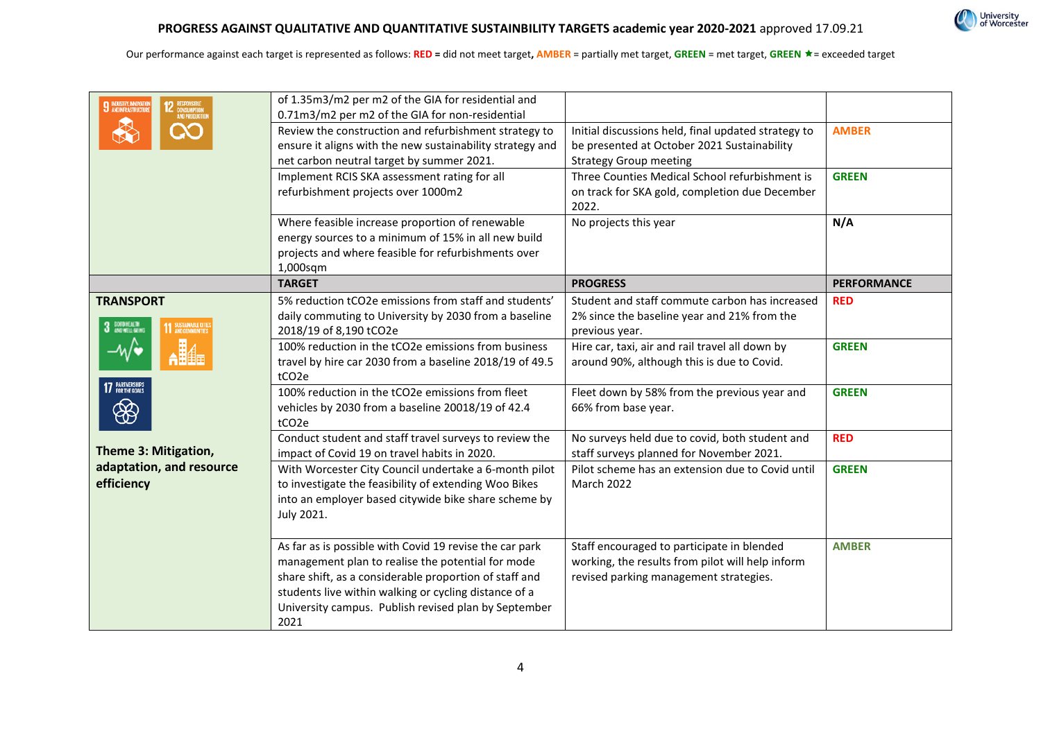## PROGRESS AGAINST QUALITATIVE AND QUANTITATIVE SUSTAINBILITY TARGETS academic year 2020-2021 approved 17.09.21

Our performance against each target is represented as follows: **RED** = did not meet target, **AMBER** = partially met target, **GREEN** = met target, **GREEN ★** = exceeded target

| | | | |
|---|---|---|---|
| 9 INDUSTRY, INNOVATION AND INFRASTRUCTURE; 12 RESPONSIBLE CONSUMPTION AND PRODUCTION | of 1.35m3/m2 per m2 of the GIA for residential and 0.71m3/m2 per m2 of the GIA for non-residential | | |
| | Review the construction and refurbishment strategy to ensure it aligns with the new sustainability strategy and net carbon neutral target by summer 2021. | Initial discussions held, final updated strategy to be presented at October 2021 Sustainability Strategy Group meeting | **AMBER** |
| | Implement RCIS SKA assessment rating for all refurbishment projects over 1000m2 | Three Counties Medical School refurbishment is on track for SKA gold, completion due December 2022. | **GREEN** |
| | Where feasible increase proportion of renewable energy sources to a minimum of 15% in all new build projects and where feasible for refurbishments over 1,000sqm | No projects this year | **N/A** |
| | **TARGET** | **PROGRESS** | **PERFORMANCE** |
| **TRANSPORT** 3 GOOD HEALTH AND WELL-BEING; 11 SUSTAINABLE CITIES AND COMMUNITIES; 17 PARTNERSHIPS FOR THE GOALS **Theme 3: Mitigation, adaptation, and resource efficiency** | 5% reduction tCO2e emissions from staff and students' daily commuting to University by 2030 from a baseline 2018/19 of 8,190 tCO2e | Student and staff commute carbon has increased 2% since the baseline year and 21% from the previous year. | **RED** |
| | 100% reduction in the tCO2e emissions from business travel by hire car 2030 from a baseline 2018/19 of 49.5 tCO2e | Hire car, taxi, air and rail travel all down by around 90%, although this is due to Covid. | **GREEN** |
| | 100% reduction in the tCO2e emissions from fleet vehicles by 2030 from a baseline 20018/19 of 42.4 tCO2e | Fleet down by 58% from the previous year and 66% from base year. | **GREEN** |
| | Conduct student and staff travel surveys to review the impact of Covid 19 on travel habits in 2020. | No surveys held due to covid, both student and staff surveys planned for November 2021. | **RED** |
| | With Worcester City Council undertake a 6-month pilot to investigate the feasibility of extending Woo Bikes into an employer based citywide bike share scheme by July 2021. | Pilot scheme has an extension due to Covid until March 2022 | **GREEN** |
| | As far as is possible with Covid 19 revise the car park management plan to realise the potential for mode share shift, as a considerable proportion of staff and students live within walking or cycling distance of a University campus. Publish revised plan by September 2021 | Staff encouraged to participate in blended working, the results from pilot will help inform revised parking management strategies. | **AMBER** |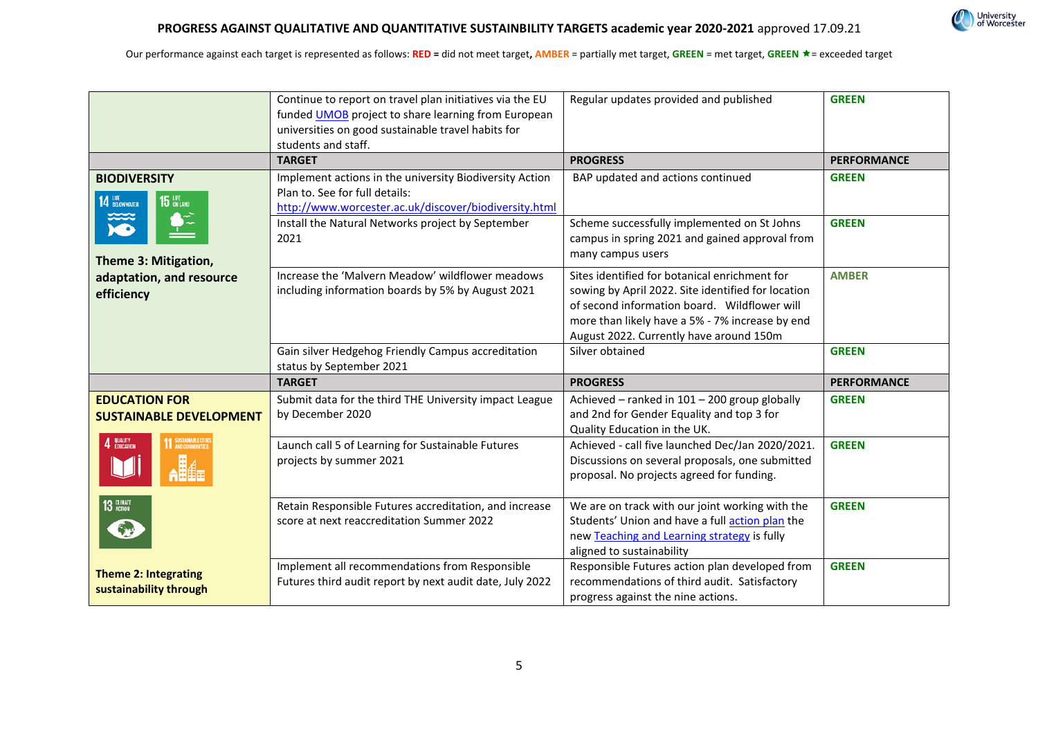**PROGRESS AGAINST QUALITATIVE AND QUANTITATIVE SUSTAINBILITY TARGETS academic year 2020-2021** approved 17.09.21

Our performance against each target is represented as follows: **RED** = did not meet target, **AMBER** = partially met target, **GREEN** = met target, **GREEN ★** = exceeded target

| | | | |
|---|---|---|---|
| | Continue to report on travel plan initiatives via the EU funded UMOB project to share learning from European universities on good sustainable travel habits for students and staff. | Regular updates provided and published | **GREEN** |
| | **TARGET** | **PROGRESS** | **PERFORMANCE** |
| **BIODIVERSITY**<br>14 Life below water; 15 Life on land<br>**Theme 3: Mitigation, adaptation, and resource efficiency** | Implement actions in the university Biodiversity Action Plan to. See for full details: http://www.worcester.ac.uk/discover/biodiversity.html | BAP updated and actions continued | **GREEN** |
| | Install the Natural Networks project by September 2021 | Scheme successfully implemented on St Johns campus in spring 2021 and gained approval from many campus users | **GREEN** |
| | Increase the 'Malvern Meadow' wildflower meadows including information boards by 5% by August 2021 | Sites identified for botanical enrichment for sowing by April 2022. Site identified for location of second information board. Wildflower will more than likely have a 5% - 7% increase by end August 2022. Currently have around 150m | **AMBER** |
| | Gain silver Hedgehog Friendly Campus accreditation status by September 2021 | Silver obtained | **GREEN** |
| | **TARGET** | **PROGRESS** | **PERFORMANCE** |
| **EDUCATION FOR SUSTAINABLE DEVELOPMENT**<br>4 Quality education; 11 Sustainable cities and communities; 13 Climate action<br>**Theme 2: Integrating sustainability through** | Submit data for the third THE University impact League by December 2020 | Achieved – ranked in 101 – 200 group globally and 2nd for Gender Equality and top 3 for Quality Education in the UK. | **GREEN** |
| | Launch call 5 of Learning for Sustainable Futures projects by summer 2021 | Achieved - call five launched Dec/Jan 2020/2021. Discussions on several proposals, one submitted proposal. No projects agreed for funding. | **GREEN** |
| | Retain Responsible Futures accreditation, and increase score at next reaccreditation Summer 2022 | We are on track with our joint working with the Students' Union and have a full action plan the new Teaching and Learning strategy is fully aligned to sustainability | **GREEN** |
| | Implement all recommendations from Responsible Futures third audit report by next audit date, July 2022 | Responsible Futures action plan developed from recommendations of third audit. Satisfactory progress against the nine actions. | **GREEN** |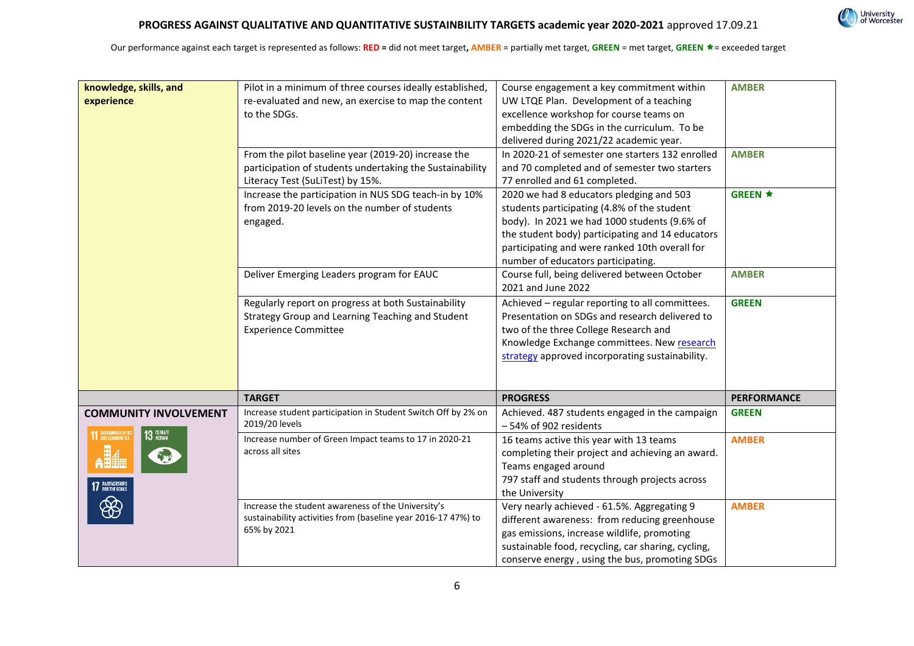**PROGRESS AGAINST QUALITATIVE AND QUANTITATIVE SUSTAINBILITY TARGETS academic year 2020-2021** approved 17.09.21

Our performance against each target is represented as follows: **RED** = did not meet target, **AMBER** = partially met target, **GREEN** = met target, **GREEN ★** = exceeded target

| | | | |
|---|---|---|---|
| **knowledge, skills, and experience** | Pilot in a minimum of three courses ideally established, re-evaluated and new, an exercise to map the content to the SDGs. | Course engagement a key commitment within UW LTQE Plan. Development of a teaching excellence workshop for course teams on embedding the SDGs in the curriculum. To be delivered during 2021/22 academic year. | **AMBER** |
| | From the pilot baseline year (2019-20) increase the participation of students undertaking the Sustainability Literacy Test (SuLiTest) by 15%. | In 2020-21 of semester one starters 132 enrolled and 70 completed and of semester two starters 77 enrolled and 61 completed. | **AMBER** |
| | Increase the participation in NUS SDG teach-in by 10% from 2019-20 levels on the number of students engaged. | 2020 we had 8 educators pledging and 503 students participating (4.8% of the student body). In 2021 we had 1000 students (9.6% of the student body) participating and 14 educators participating and were ranked 10th overall for number of educators participating. | **GREEN ★** |
| | Deliver Emerging Leaders program for EAUC | Course full, being delivered between October 2021 and June 2022 | **AMBER** |
| | Regularly report on progress at both Sustainability Strategy Group and Learning Teaching and Student Experience Committee | Achieved – regular reporting to all committees. Presentation on SDGs and research delivered to two of the three College Research and Knowledge Exchange committees. New research strategy approved incorporating sustainability. | **GREEN** |
| | **TARGET** | **PROGRESS** | **PERFORMANCE** |
| **COMMUNITY INVOLVEMENT** (SDG 11 Sustainable Cities and Communities, SDG 13 Climate Action, SDG 17 Partnerships for the Goals) | Increase student participation in Student Switch Off by 2% on 2019/20 levels | Achieved. 487 students engaged in the campaign – 54% of 902 residents | **GREEN** |
| | Increase number of Green Impact teams to 17 in 2020-21 across all sites | 16 teams active this year with 13 teams completing their project and achieving an award. Teams engaged around 797 staff and students through projects across the University | **AMBER** |
| | Increase the student awareness of the University's sustainability activities from (baseline year 2016-17 47%) to 65% by 2021 | Very nearly achieved - 61.5%. Aggregating 9 different awareness: from reducing greenhouse gas emissions, increase wildlife, promoting sustainable food, recycling, car sharing, cycling, conserve energy , using the bus, promoting SDGs | **AMBER** |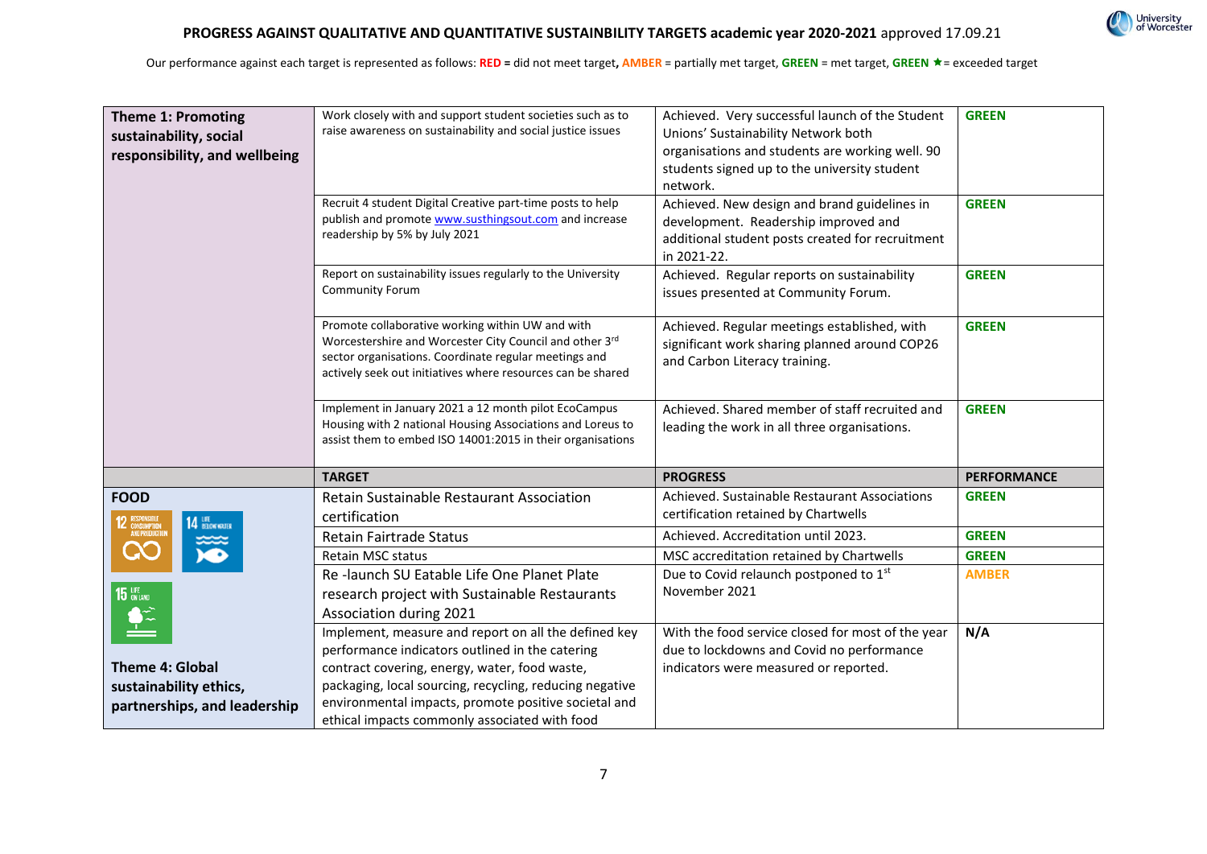**PROGRESS AGAINST QUALITATIVE AND QUANTITATIVE SUSTAINBILITY TARGETS academic year 2020-2021** approved 17.09.21

Our performance against each target is represented as follows: **RED =** did not meet target**, AMBER** = partially met target, **GREEN** = met target, **GREEN ★** = exceeded target

| | | | |
|---|---|---|---|
| **Theme 1: Promoting sustainability, social responsibility, and wellbeing** | Work closely with and support student societies such as to raise awareness on sustainability and social justice issues | Achieved. Very successful launch of the Student Unions' Sustainability Network both organisations and students are working well. 90 students signed up to the university student network. | **GREEN** |
| | Recruit 4 student Digital Creative part-time posts to help publish and promote www.susthingsout.com and increase readership by 5% by July 2021 | Achieved. New design and brand guidelines in development. Readership improved and additional student posts created for recruitment in 2021-22. | **GREEN** |
| | Report on sustainability issues regularly to the University Community Forum | Achieved. Regular reports on sustainability issues presented at Community Forum. | **GREEN** |
| | Promote collaborative working within UW and with Worcestershire and Worcester City Council and other 3rd sector organisations. Coordinate regular meetings and actively seek out initiatives where resources can be shared | Achieved. Regular meetings established, with significant work sharing planned around COP26 and Carbon Literacy training. | **GREEN** |
| | Implement in January 2021 a 12 month pilot EcoCampus Housing with 2 national Housing Associations and Loreus to assist them to embed ISO 14001:2015 in their organisations | Achieved. Shared member of staff recruited and leading the work in all three organisations. | **GREEN** |
| | **TARGET** | **PROGRESS** | **PERFORMANCE** |
| **FOOD** | Retain Sustainable Restaurant Association certification | Achieved. Sustainable Restaurant Associations certification retained by Chartwells | **GREEN** |
| | Retain Fairtrade Status | Achieved. Accreditation until 2023. | **GREEN** |
| | Retain MSC status | MSC accreditation retained by Chartwells | **GREEN** |
| | Re -launch SU Eatable Life One Planet Plate research project with Sustainable Restaurants Association during 2021 | Due to Covid relaunch postponed to 1st November 2021 | **AMBER** |
| **Theme 4: Global sustainability ethics, partnerships, and leadership** | Implement, measure and report on all the defined key performance indicators outlined in the catering contract covering, energy, water, food waste, packaging, local sourcing, recycling, reducing negative environmental impacts, promote positive societal and ethical impacts commonly associated with food | With the food service closed for most of the year due to lockdowns and Covid no performance indicators were measured or reported. | **N/A** |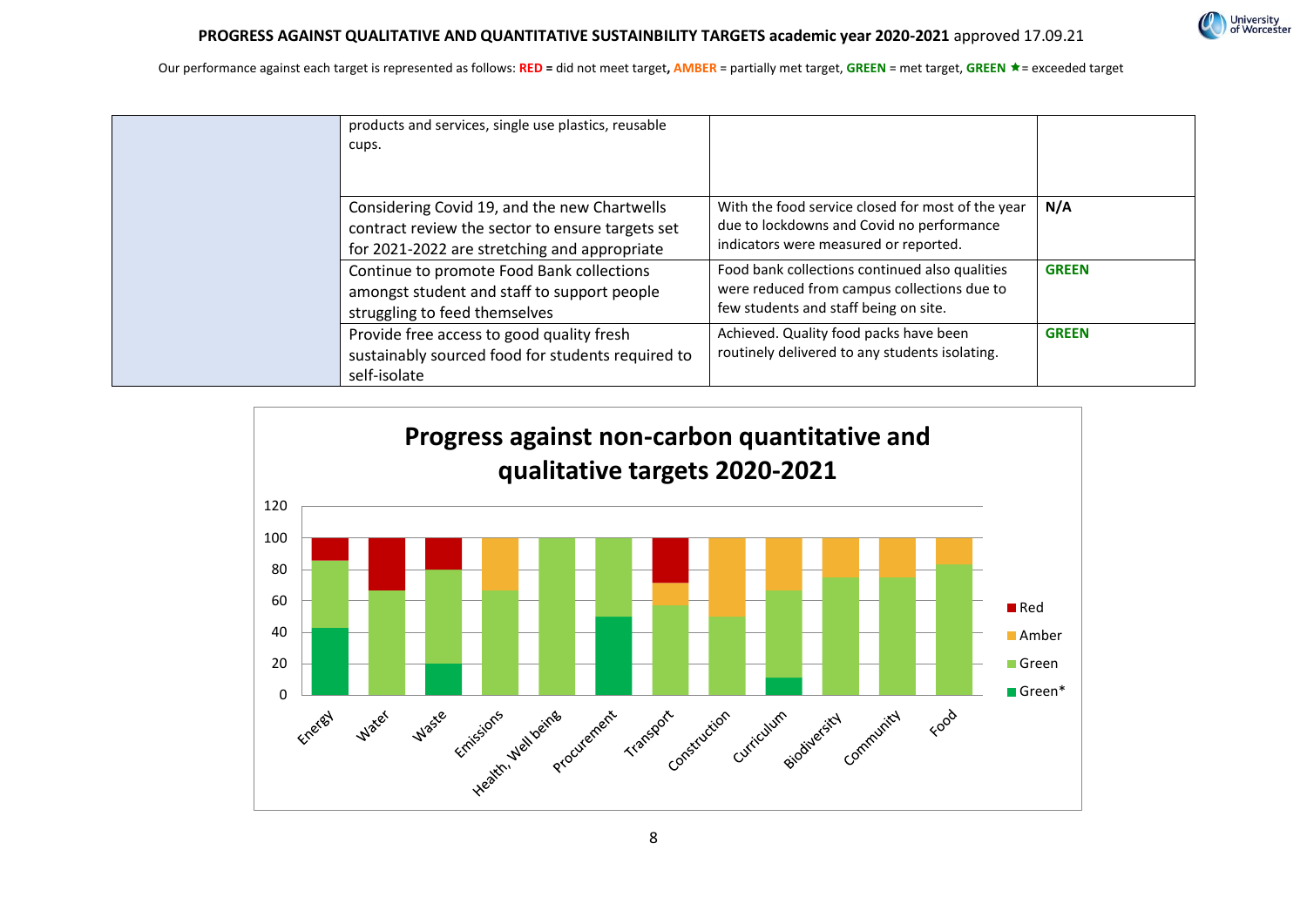**PROGRESS AGAINST QUALITATIVE AND QUANTITATIVE SUSTAINBILITY TARGETS academic year 2020-2021** approved 17.09.21

Our performance against each target is represented as follows: **RED** = did not meet target, **AMBER** = partially met target, **GREEN** = met target, **GREEN ★** = exceeded target

| | | | |
|---|---|---|---|
| | products and services, single use plastics, reusable cups. | | |
| | Considering Covid 19, and the new Chartwells contract review the sector to ensure targets set for 2021-2022 are stretching and appropriate | With the food service closed for most of the year due to lockdowns and Covid no performance indicators were measured or reported. | **N/A** |
| | Continue to promote Food Bank collections amongst student and staff to support people struggling to feed themselves | Food bank collections continued also qualities were reduced from campus collections due to few students and staff being on site. | **GREEN** |
| | Provide free access to good quality fresh sustainably sourced food for students required to self-isolate | Achieved. Quality food packs have been routinely delivered to any students isolating. | **GREEN** |

**Progress against non-carbon quantitative and qualitative targets 2020-2021**

120
100
80
60
40
20
0

Energy, Water, Waste, Emissions, Health, Well being, Procurement, Transport, Construction, Curriculum, Biodiversity, Community, Food

Red
Amber
Green
Green*